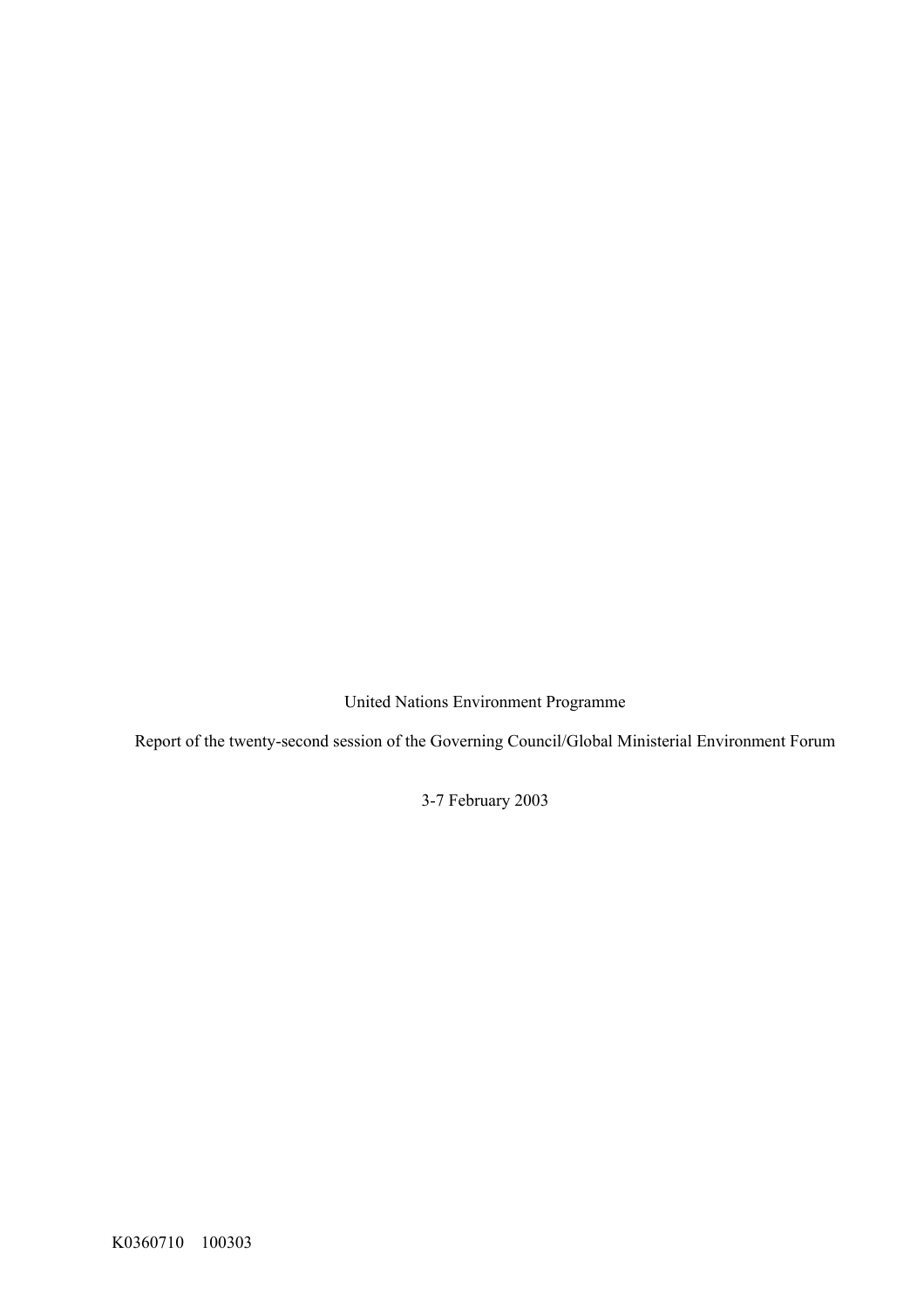United Nations Environment Programme

Report of the twenty-second session of the Governing Council/Global Ministerial Environment Forum

3-7 February 2003

K0360710 100303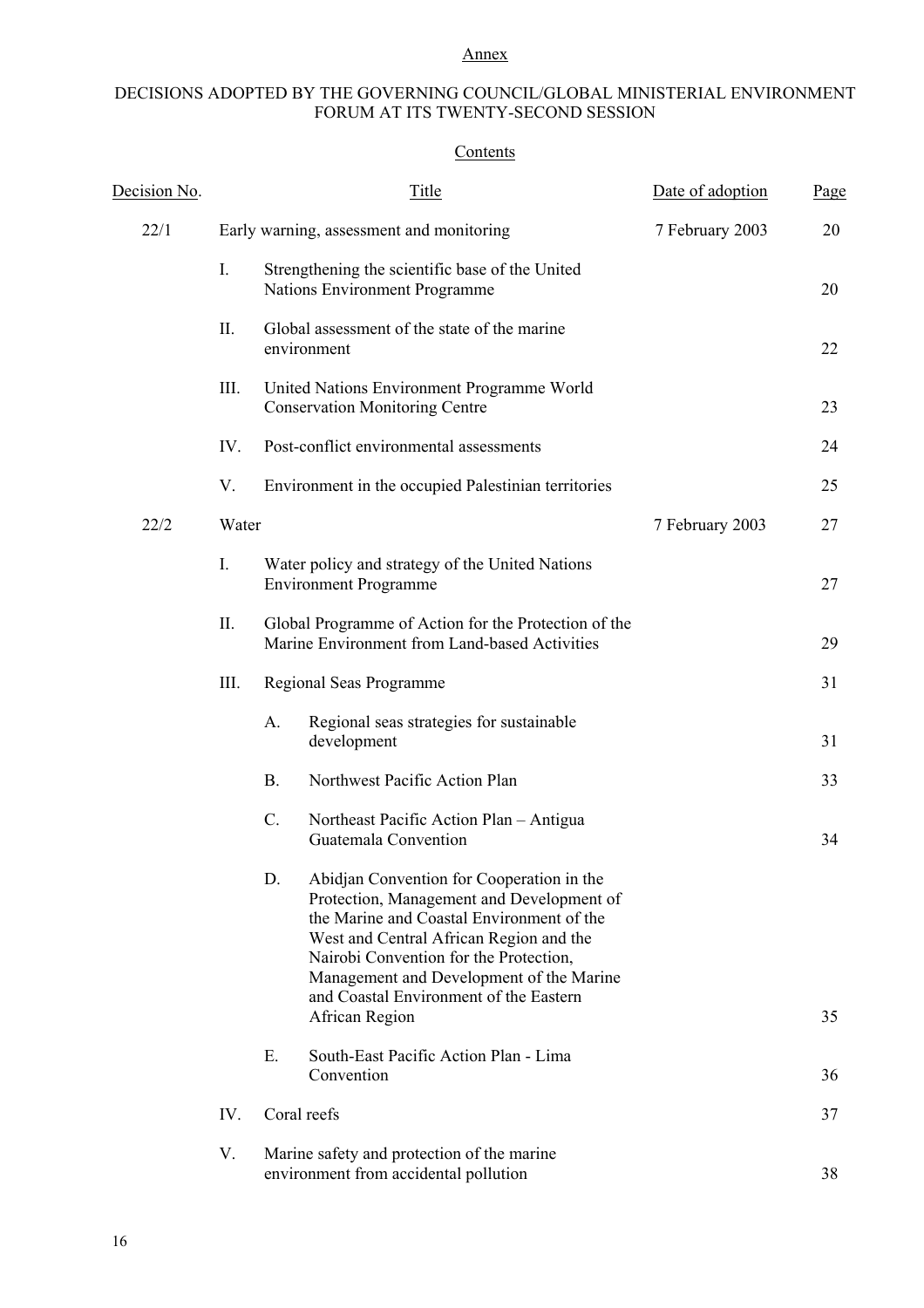Annex

DECISIONS ADOPTED BY THE GOVERNING COUNCIL/GLOBAL MINISTERIAL ENVIRONMENT FORUM AT ITS TWENTY-SECOND SESSION

Contents

| Decision No. | | | Title | Date of adoption | Page |
|---|---|---|---|---|---|
| 22/1 | Early warning, assessment and monitoring | | | 7 February 2003 | 20 |
| | I. | Strengthening the scientific base of the United Nations Environment Programme | | | 20 |
| | II. | Global assessment of the state of the marine environment | | | 22 |
| | III. | United Nations Environment Programme World Conservation Monitoring Centre | | | 23 |
| | IV. | Post-conflict environmental assessments | | | 24 |
| | V. | Environment in the occupied Palestinian territories | | | 25 |
| 22/2 | Water | | | 7 February 2003 | 27 |
| | I. | Water policy and strategy of the United Nations Environment Programme | | | 27 |
| | II. | Global Programme of Action for the Protection of the Marine Environment from Land-based Activities | | | 29 |
| | III. | Regional Seas Programme | | | 31 |
| | | A. | Regional seas strategies for sustainable development | | 31 |
| | | B. | Northwest Pacific Action Plan | | 33 |
| | | C. | Northeast Pacific Action Plan – Antigua Guatemala Convention | | 34 |
| | | D. | Abidjan Convention for Cooperation in the Protection, Management and Development of the Marine and Coastal Environment of the West and Central African Region and the Nairobi Convention for the Protection, Management and Development of the Marine and Coastal Environment of the Eastern African Region | | 35 |
| | | E. | South-East Pacific Action Plan - Lima Convention | | 36 |
| | IV. | Coral reefs | | | 37 |
| | V. | Marine safety and protection of the marine environment from accidental pollution | | | 38 |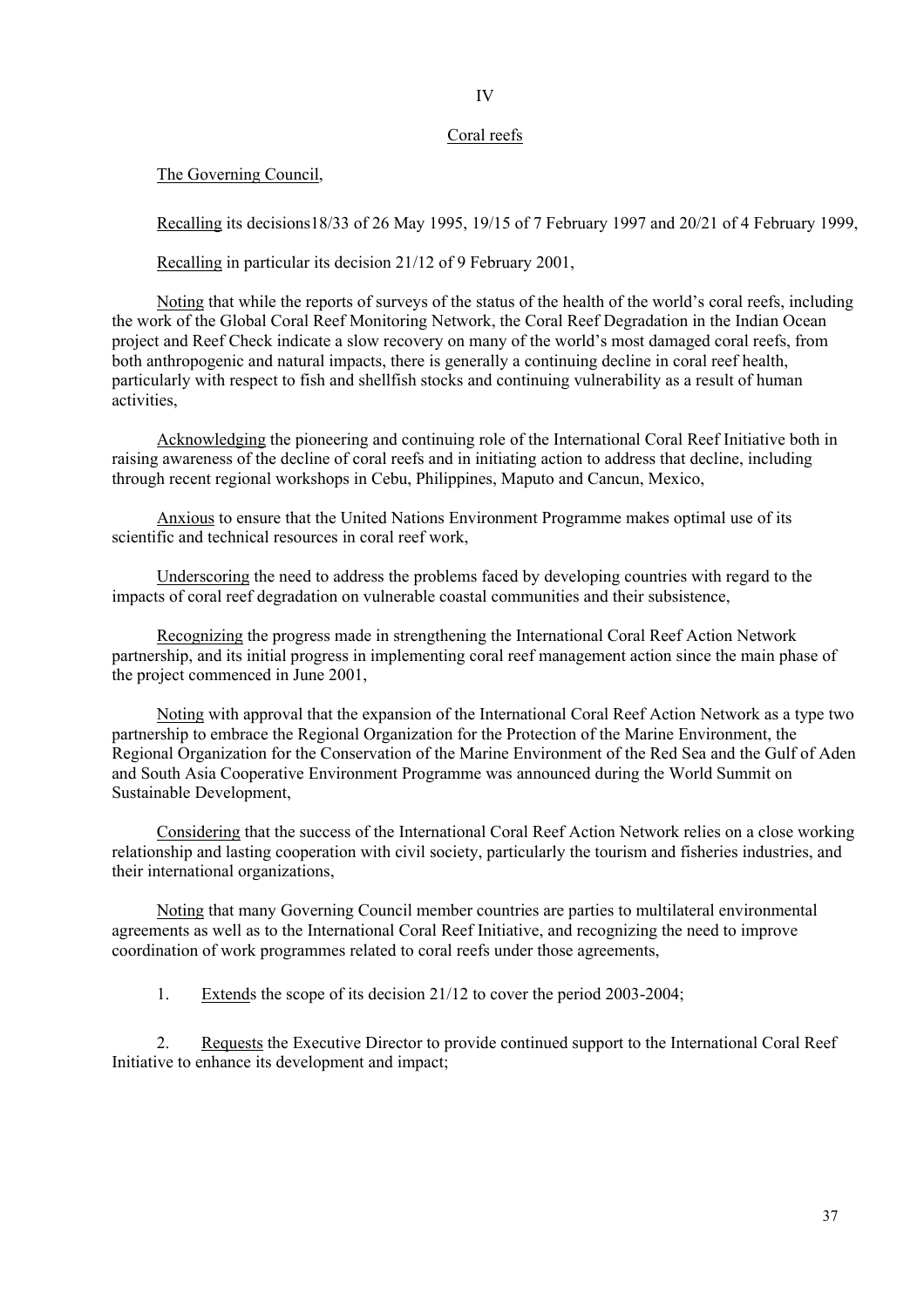IV

## Coral reefs

The Governing Council,

Recalling its decisions18/33 of 26 May 1995, 19/15 of 7 February 1997 and 20/21 of 4 February 1999,

Recalling in particular its decision 21/12 of 9 February 2001,

Noting that while the reports of surveys of the status of the health of the world's coral reefs, including the work of the Global Coral Reef Monitoring Network, the Coral Reef Degradation in the Indian Ocean project and Reef Check indicate a slow recovery on many of the world's most damaged coral reefs, from both anthropogenic and natural impacts, there is generally a continuing decline in coral reef health, particularly with respect to fish and shellfish stocks and continuing vulnerability as a result of human activities,

Acknowledging the pioneering and continuing role of the International Coral Reef Initiative both in raising awareness of the decline of coral reefs and in initiating action to address that decline, including through recent regional workshops in Cebu, Philippines, Maputo and Cancun, Mexico,

Anxious to ensure that the United Nations Environment Programme makes optimal use of its scientific and technical resources in coral reef work,

Underscoring the need to address the problems faced by developing countries with regard to the impacts of coral reef degradation on vulnerable coastal communities and their subsistence,

Recognizing the progress made in strengthening the International Coral Reef Action Network partnership, and its initial progress in implementing coral reef management action since the main phase of the project commenced in June 2001,

Noting with approval that the expansion of the International Coral Reef Action Network as a type two partnership to embrace the Regional Organization for the Protection of the Marine Environment, the Regional Organization for the Conservation of the Marine Environment of the Red Sea and the Gulf of Aden and South Asia Cooperative Environment Programme was announced during the World Summit on Sustainable Development,

Considering that the success of the International Coral Reef Action Network relies on a close working relationship and lasting cooperation with civil society, particularly the tourism and fisheries industries, and their international organizations,

Noting that many Governing Council member countries are parties to multilateral environmental agreements as well as to the International Coral Reef Initiative, and recognizing the need to improve coordination of work programmes related to coral reefs under those agreements,

1. Extends the scope of its decision 21/12 to cover the period 2003-2004;

2. Requests the Executive Director to provide continued support to the International Coral Reef Initiative to enhance its development and impact;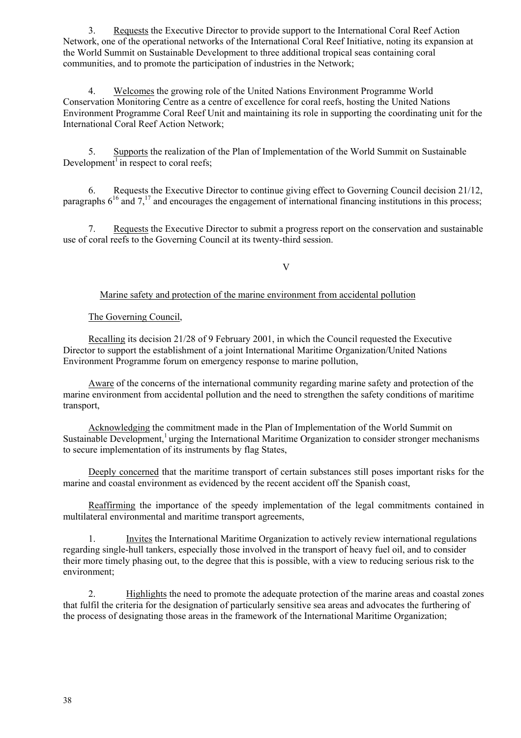3. Requests the Executive Director to provide support to the International Coral Reef Action Network, one of the operational networks of the International Coral Reef Initiative, noting its expansion at the World Summit on Sustainable Development to three additional tropical seas containing coral communities, and to promote the participation of industries in the Network;

4. Welcomes the growing role of the United Nations Environment Programme World Conservation Monitoring Centre as a centre of excellence for coral reefs, hosting the United Nations Environment Programme Coral Reef Unit and maintaining its role in supporting the coordinating unit for the International Coral Reef Action Network;

5. Supports the realization of the Plan of Implementation of the World Summit on Sustainable Development[1] in respect to coral reefs;

6. Requests the Executive Director to continue giving effect to Governing Council decision 21/12, paragraphs 6[16] and 7,[17] and encourages the engagement of international financing institutions in this process;

7. Requests the Executive Director to submit a progress report on the conservation and sustainable use of coral reefs to the Governing Council at its twenty-third session.

V

## Marine safety and protection of the marine environment from accidental pollution

The Governing Council,

Recalling its decision 21/28 of 9 February 2001, in which the Council requested the Executive Director to support the establishment of a joint International Maritime Organization/United Nations Environment Programme forum on emergency response to marine pollution,

Aware of the concerns of the international community regarding marine safety and protection of the marine environment from accidental pollution and the need to strengthen the safety conditions of maritime transport,

Acknowledging the commitment made in the Plan of Implementation of the World Summit on Sustainable Development,[1] urging the International Maritime Organization to consider stronger mechanisms to secure implementation of its instruments by flag States,

Deeply concerned that the maritime transport of certain substances still poses important risks for the marine and coastal environment as evidenced by the recent accident off the Spanish coast,

Reaffirming the importance of the speedy implementation of the legal commitments contained in multilateral environmental and maritime transport agreements,

1. Invites the International Maritime Organization to actively review international regulations regarding single-hull tankers, especially those involved in the transport of heavy fuel oil, and to consider their more timely phasing out, to the degree that this is possible, with a view to reducing serious risk to the environment;

2. Highlights the need to promote the adequate protection of the marine areas and coastal zones that fulfil the criteria for the designation of particularly sensitive sea areas and advocates the furthering of the process of designating those areas in the framework of the International Maritime Organization;